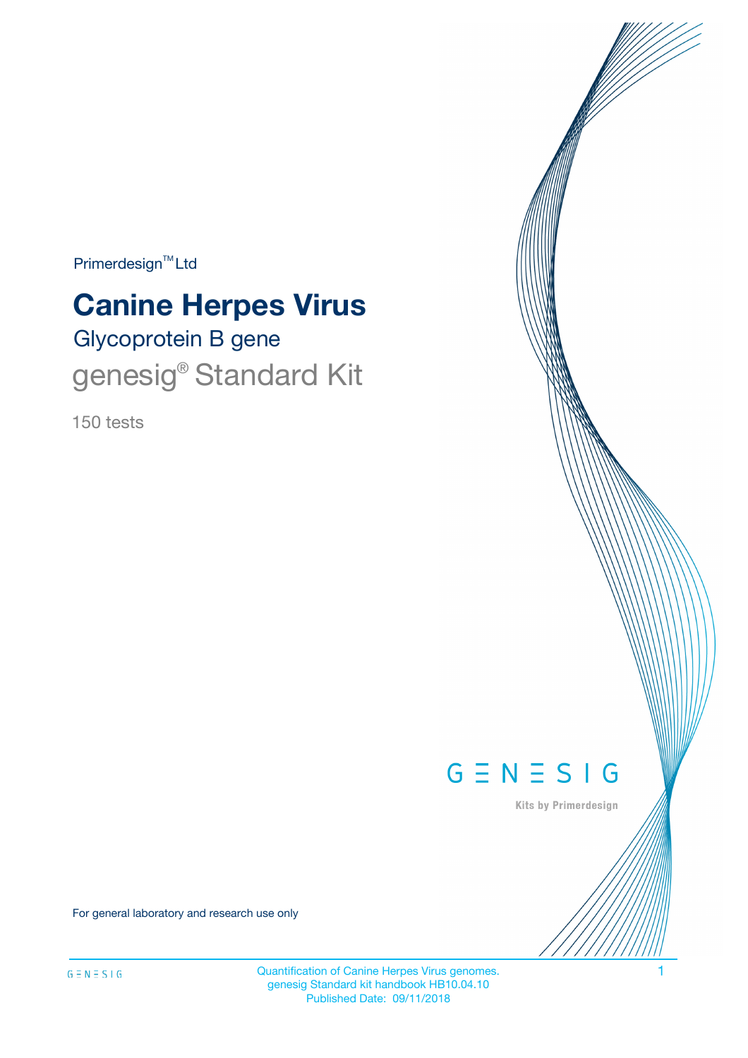Primerdesign™ Ltd

# Canine Herpes Virus

## Glycoprotein B gene

## genesig® Standard Kit

150 tests

GENESIG

Kits by Primerdesign

For general laboratory and research use only

Quantification of Canine Herpes Virus genomes.
genesig Standard kit handbook HB10.04.10
Published Date: 09/11/2018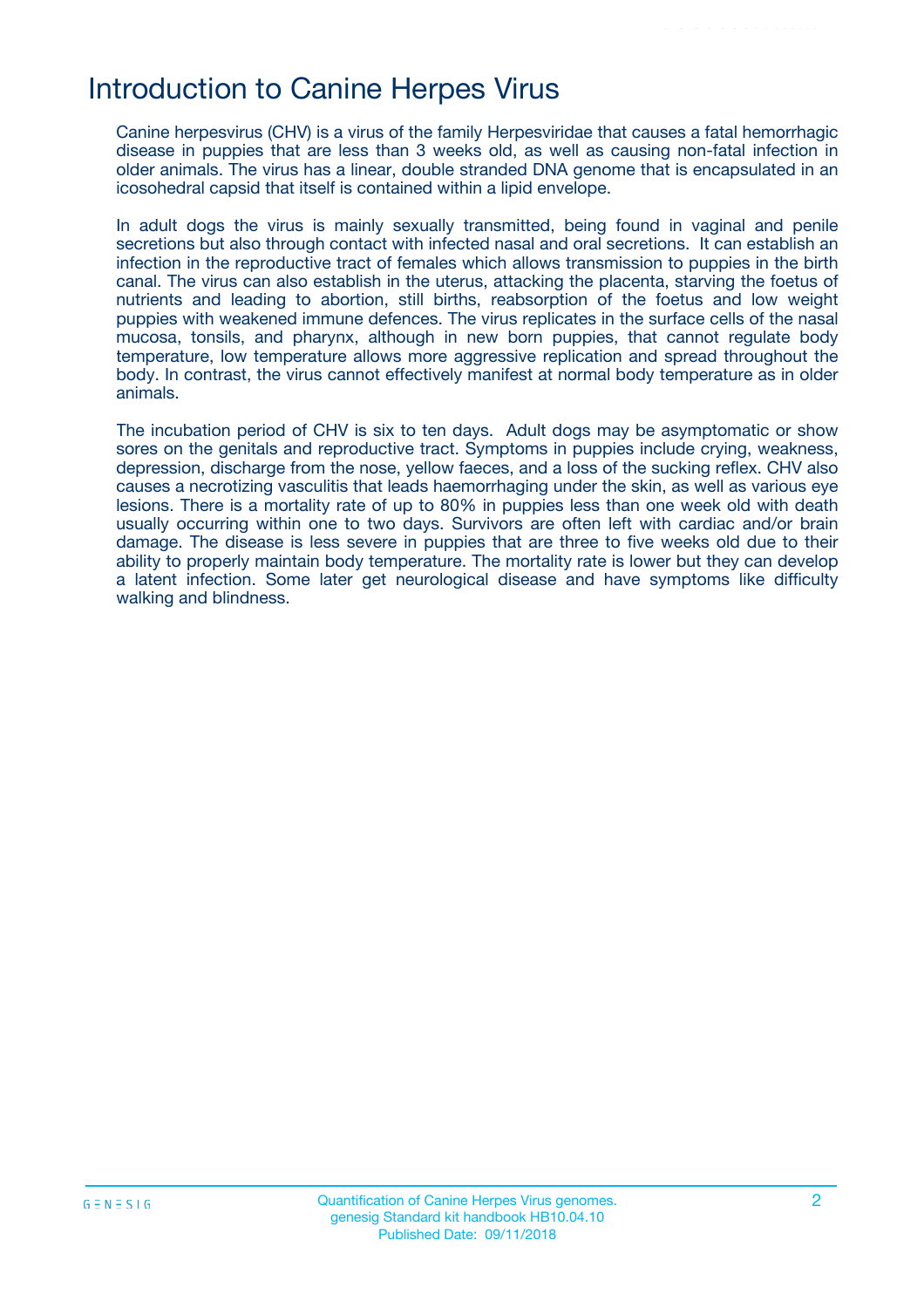# Introduction to Canine Herpes Virus

Canine herpesvirus (CHV) is a virus of the family Herpesviridae that causes a fatal hemorrhagic disease in puppies that are less than 3 weeks old, as well as causing non-fatal infection in older animals. The virus has a linear, double stranded DNA genome that is encapsulated in an icosohedral capsid that itself is contained within a lipid envelope.

In adult dogs the virus is mainly sexually transmitted, being found in vaginal and penile secretions but also through contact with infected nasal and oral secretions. It can establish an infection in the reproductive tract of females which allows transmission to puppies in the birth canal. The virus can also establish in the uterus, attacking the placenta, starving the foetus of nutrients and leading to abortion, still births, reabsorption of the foetus and low weight puppies with weakened immune defences. The virus replicates in the surface cells of the nasal mucosa, tonsils, and pharynx, although in new born puppies, that cannot regulate body temperature, low temperature allows more aggressive replication and spread throughout the body. In contrast, the virus cannot effectively manifest at normal body temperature as in older animals.

The incubation period of CHV is six to ten days. Adult dogs may be asymptomatic or show sores on the genitals and reproductive tract. Symptoms in puppies include crying, weakness, depression, discharge from the nose, yellow faeces, and a loss of the sucking reflex. CHV also causes a necrotizing vasculitis that leads haemorrhaging under the skin, as well as various eye lesions. There is a mortality rate of up to 80% in puppies less than one week old with death usually occurring within one to two days. Survivors are often left with cardiac and/or brain damage. The disease is less severe in puppies that are three to five weeks old due to their ability to properly maintain body temperature. The mortality rate is lower but they can develop a latent infection. Some later get neurological disease and have symptoms like difficulty walking and blindness.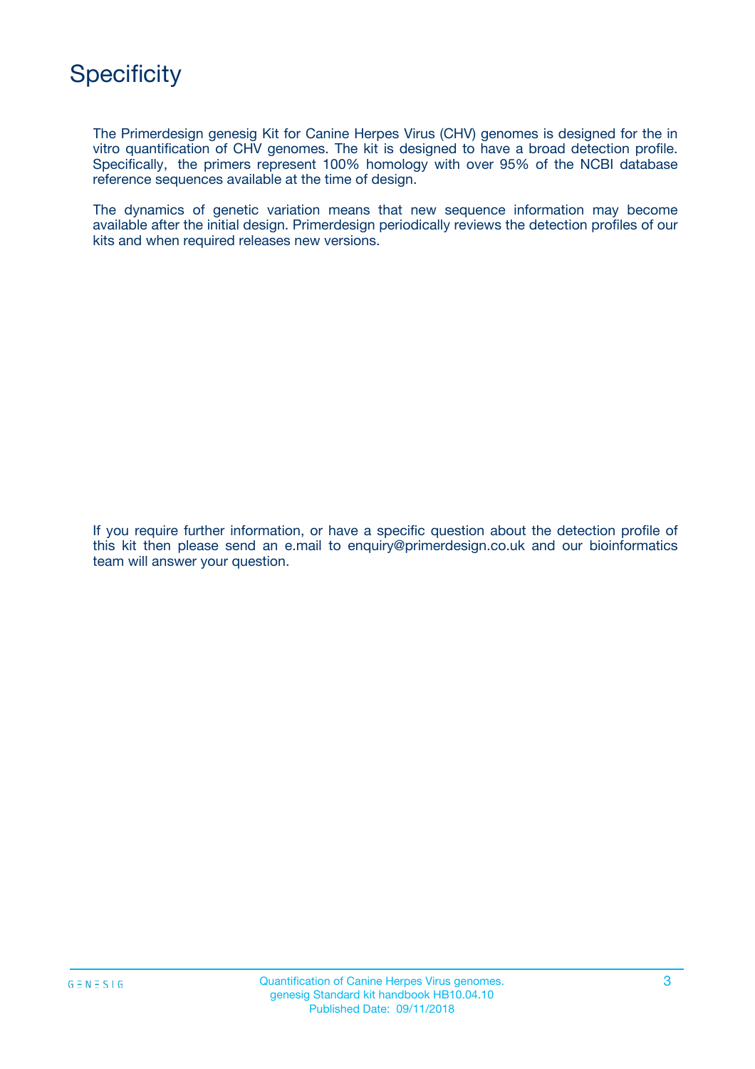# Specificity

The Primerdesign genesig Kit for Canine Herpes Virus (CHV) genomes is designed for the in vitro quantification of CHV genomes. The kit is designed to have a broad detection profile. Specifically, the primers represent 100% homology with over 95% of the NCBI database reference sequences available at the time of design.

The dynamics of genetic variation means that new sequence information may become available after the initial design. Primerdesign periodically reviews the detection profiles of our kits and when required releases new versions.

If you require further information, or have a specific question about the detection profile of this kit then please send an e.mail to enquiry@primerdesign.co.uk and our bioinformatics team will answer your question.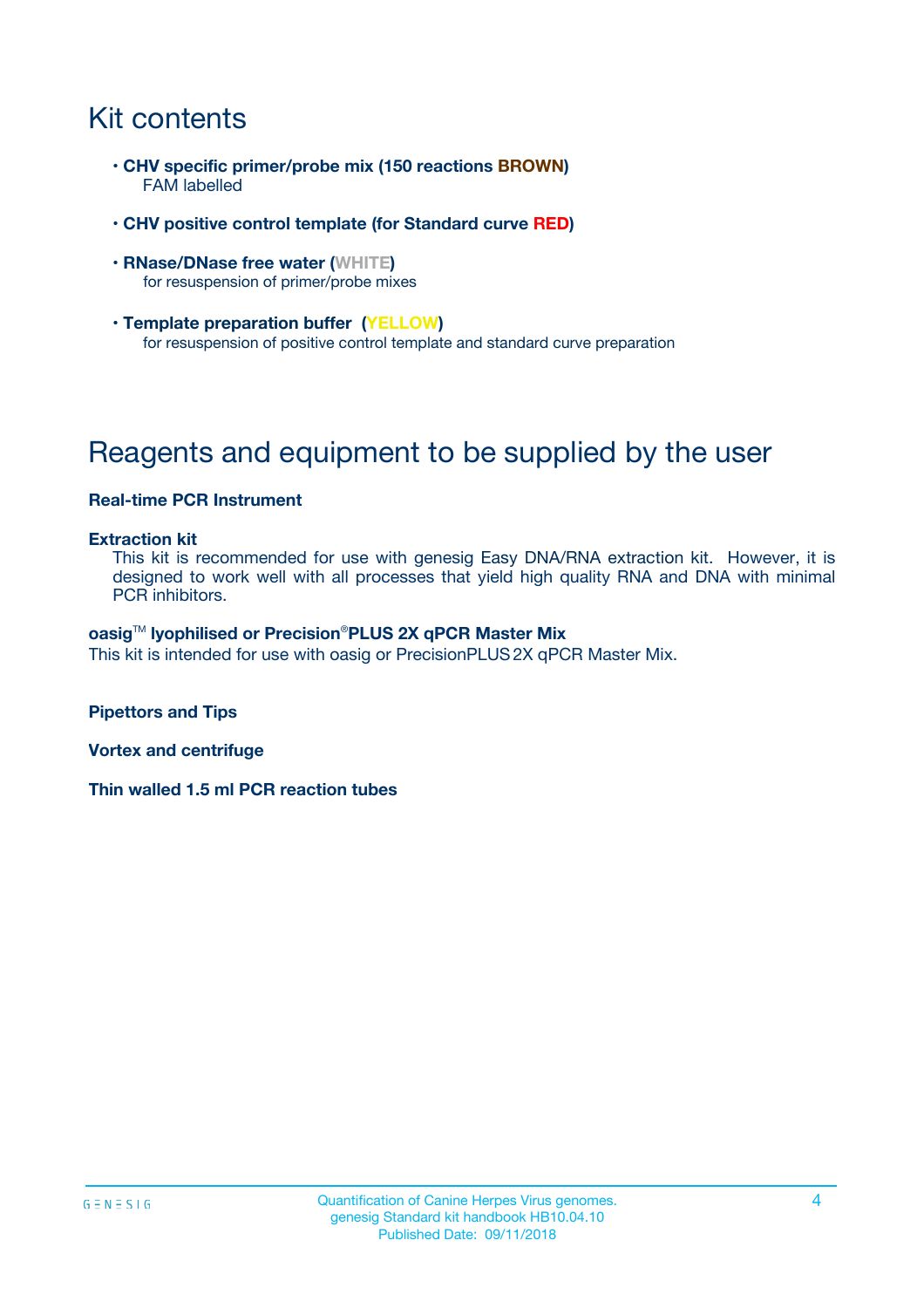# Kit contents

- **CHV specific primer/probe mix (150 reactions BROWN)**
  FAM labelled
- **CHV positive control template (for Standard curve RED)**
- **RNase/DNase free water (WHITE)**
  for resuspension of primer/probe mixes
- **Template preparation buffer (YELLOW)**
  for resuspension of positive control template and standard curve preparation

# Reagents and equipment to be supplied by the user

**Real-time PCR Instrument**

**Extraction kit**

This kit is recommended for use with genesig Easy DNA/RNA extraction kit. However, it is designed to work well with all processes that yield high quality RNA and DNA with minimal PCR inhibitors.

**oasig™ lyophilised or Precision®PLUS 2X qPCR Master Mix**

This kit is intended for use with oasig or PrecisionPLUS 2X qPCR Master Mix.

**Pipettors and Tips**

**Vortex and centrifuge**

**Thin walled 1.5 ml PCR reaction tubes**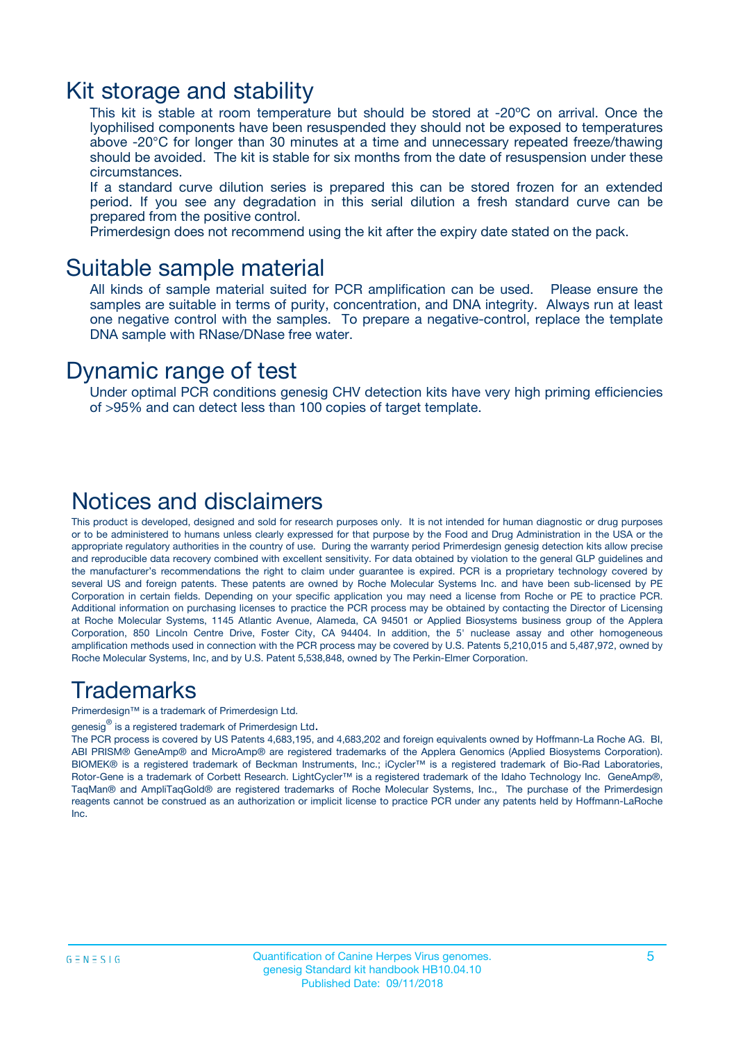# Kit storage and stability

This kit is stable at room temperature but should be stored at -20ºC on arrival. Once the lyophilised components have been resuspended they should not be exposed to temperatures above -20°C for longer than 30 minutes at a time and unnecessary repeated freeze/thawing should be avoided. The kit is stable for six months from the date of resuspension under these circumstances.

If a standard curve dilution series is prepared this can be stored frozen for an extended period. If you see any degradation in this serial dilution a fresh standard curve can be prepared from the positive control.

Primerdesign does not recommend using the kit after the expiry date stated on the pack.

# Suitable sample material

All kinds of sample material suited for PCR amplification can be used. Please ensure the samples are suitable in terms of purity, concentration, and DNA integrity. Always run at least one negative control with the samples. To prepare a negative-control, replace the template DNA sample with RNase/DNase free water.

# Dynamic range of test

Under optimal PCR conditions genesig CHV detection kits have very high priming efficiencies of >95% and can detect less than 100 copies of target template.

# Notices and disclaimers

This product is developed, designed and sold for research purposes only. It is not intended for human diagnostic or drug purposes or to be administered to humans unless clearly expressed for that purpose by the Food and Drug Administration in the USA or the appropriate regulatory authorities in the country of use. During the warranty period Primerdesign genesig detection kits allow precise and reproducible data recovery combined with excellent sensitivity. For data obtained by violation to the general GLP guidelines and the manufacturer's recommendations the right to claim under guarantee is expired. PCR is a proprietary technology covered by several US and foreign patents. These patents are owned by Roche Molecular Systems Inc. and have been sub-licensed by PE Corporation in certain fields. Depending on your specific application you may need a license from Roche or PE to practice PCR. Additional information on purchasing licenses to practice the PCR process may be obtained by contacting the Director of Licensing at Roche Molecular Systems, 1145 Atlantic Avenue, Alameda, CA 94501 or Applied Biosystems business group of the Applera Corporation, 850 Lincoln Centre Drive, Foster City, CA 94404. In addition, the 5' nuclease assay and other homogeneous amplification methods used in connection with the PCR process may be covered by U.S. Patents 5,210,015 and 5,487,972, owned by Roche Molecular Systems, Inc, and by U.S. Patent 5,538,848, owned by The Perkin-Elmer Corporation.

# Trademarks

Primerdesign™ is a trademark of Primerdesign Ltd.

genesig® is a registered trademark of Primerdesign Ltd.

The PCR process is covered by US Patents 4,683,195, and 4,683,202 and foreign equivalents owned by Hoffmann-La Roche AG. BI, ABI PRISM® GeneAmp® and MicroAmp® are registered trademarks of the Applera Genomics (Applied Biosystems Corporation). BIOMEK® is a registered trademark of Beckman Instruments, Inc.; iCycler™ is a registered trademark of Bio-Rad Laboratories, Rotor-Gene is a trademark of Corbett Research. LightCycler™ is a registered trademark of the Idaho Technology Inc. GeneAmp®, TaqMan® and AmpliTaqGold® are registered trademarks of Roche Molecular Systems, Inc., The purchase of the Primerdesign reagents cannot be construed as an authorization or implicit license to practice PCR under any patents held by Hoffmann-LaRoche Inc.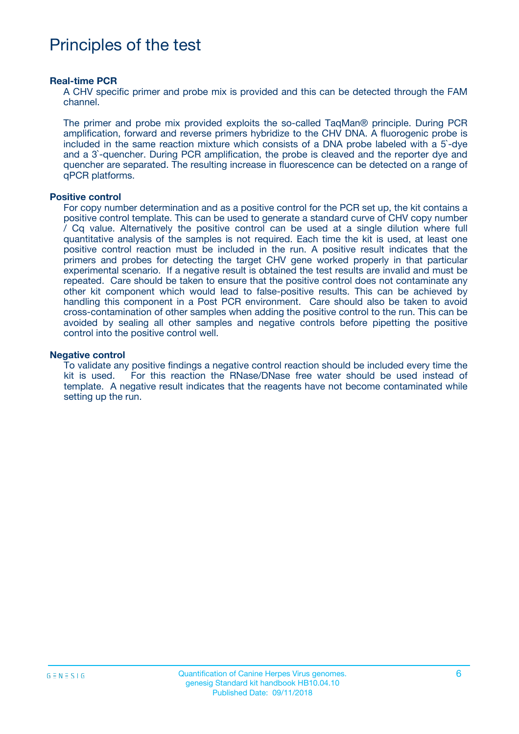# Principles of the test

**Real-time PCR**

A CHV specific primer and probe mix is provided and this can be detected through the FAM channel.

The primer and probe mix provided exploits the so-called TaqMan® principle. During PCR amplification, forward and reverse primers hybridize to the CHV DNA. A fluorogenic probe is included in the same reaction mixture which consists of a DNA probe labeled with a 5`-dye and a 3`-quencher. During PCR amplification, the probe is cleaved and the reporter dye and quencher are separated. The resulting increase in fluorescence can be detected on a range of qPCR platforms.

**Positive control**

For copy number determination and as a positive control for the PCR set up, the kit contains a positive control template. This can be used to generate a standard curve of CHV copy number / Cq value. Alternatively the positive control can be used at a single dilution where full quantitative analysis of the samples is not required. Each time the kit is used, at least one positive control reaction must be included in the run. A positive result indicates that the primers and probes for detecting the target CHV gene worked properly in that particular experimental scenario. If a negative result is obtained the test results are invalid and must be repeated. Care should be taken to ensure that the positive control does not contaminate any other kit component which would lead to false-positive results. This can be achieved by handling this component in a Post PCR environment. Care should also be taken to avoid cross-contamination of other samples when adding the positive control to the run. This can be avoided by sealing all other samples and negative controls before pipetting the positive control into the positive control well.

**Negative control**

To validate any positive findings a negative control reaction should be included every time the kit is used. For this reaction the RNase/DNase free water should be used instead of template. A negative result indicates that the reagents have not become contaminated while setting up the run.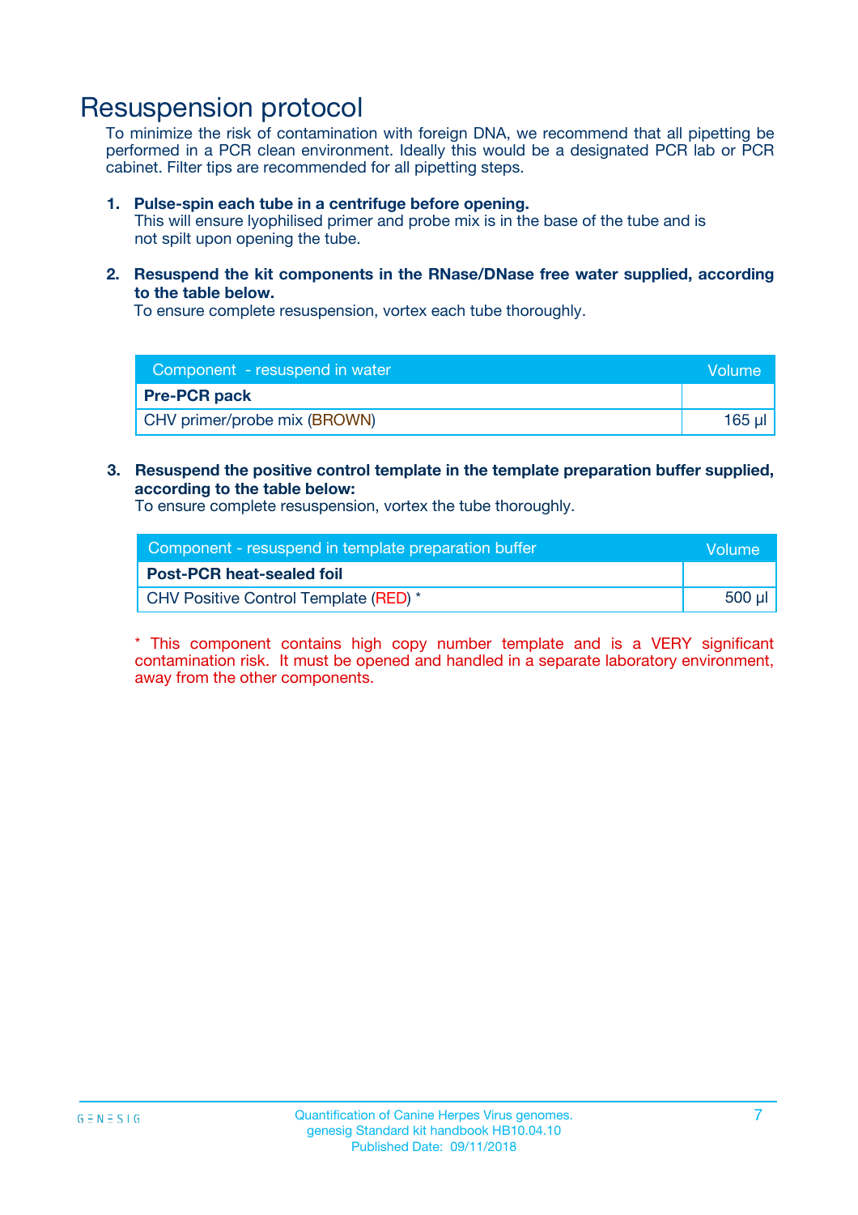# Resuspension protocol

To minimize the risk of contamination with foreign DNA, we recommend that all pipetting be performed in a PCR clean environment. Ideally this would be a designated PCR lab or PCR cabinet. Filter tips are recommended for all pipetting steps.

1. **Pulse-spin each tube in a centrifuge before opening.**
   This will ensure lyophilised primer and probe mix is in the base of the tube and is not spilt upon opening the tube.

2. **Resuspend the kit components in the RNase/DNase free water supplied, according to the table below.**
   To ensure complete resuspension, vortex each tube thoroughly.

| Component - resuspend in water | Volume |
|---|---|
| **Pre-PCR pack** | |
| CHV primer/probe mix (BROWN) | 165 µl |

3. **Resuspend the positive control template in the template preparation buffer supplied, according to the table below:**
   To ensure complete resuspension, vortex the tube thoroughly.

| Component - resuspend in template preparation buffer | Volume |
|---|---|
| **Post-PCR heat-sealed foil** | |
| CHV Positive Control Template (RED) * | 500 µl |

* This component contains high copy number template and is a VERY significant contamination risk. It must be opened and handled in a separate laboratory environment, away from the other components.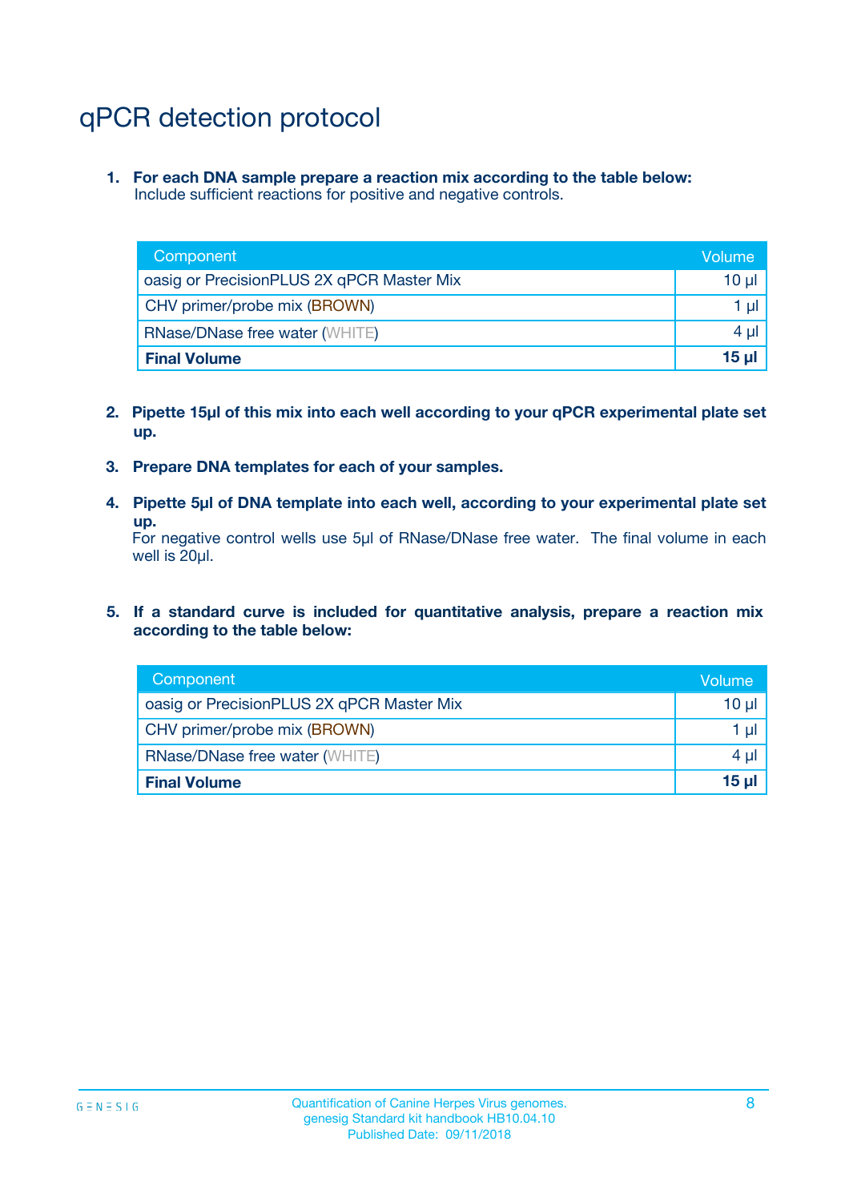# qPCR detection protocol

1. **For each DNA sample prepare a reaction mix according to the table below:**
   Include sufficient reactions for positive and negative controls.

| Component | Volume |
|---|---|
| oasig or PrecisionPLUS 2X qPCR Master Mix | 10 µl |
| CHV primer/probe mix (BROWN) | 1 µl |
| RNase/DNase free water (WHITE) | 4 µl |
| **Final Volume** | **15 µl** |

2. **Pipette 15µl of this mix into each well according to your qPCR experimental plate set up.**

3. **Prepare DNA templates for each of your samples.**

4. **Pipette 5µl of DNA template into each well, according to your experimental plate set up.**
   For negative control wells use 5µl of RNase/DNase free water. The final volume in each well is 20µl.

5. **If a standard curve is included for quantitative analysis, prepare a reaction mix according to the table below:**

| Component | Volume |
|---|---|
| oasig or PrecisionPLUS 2X qPCR Master Mix | 10 µl |
| CHV primer/probe mix (BROWN) | 1 µl |
| RNase/DNase free water (WHITE) | 4 µl |
| **Final Volume** | **15 µl** |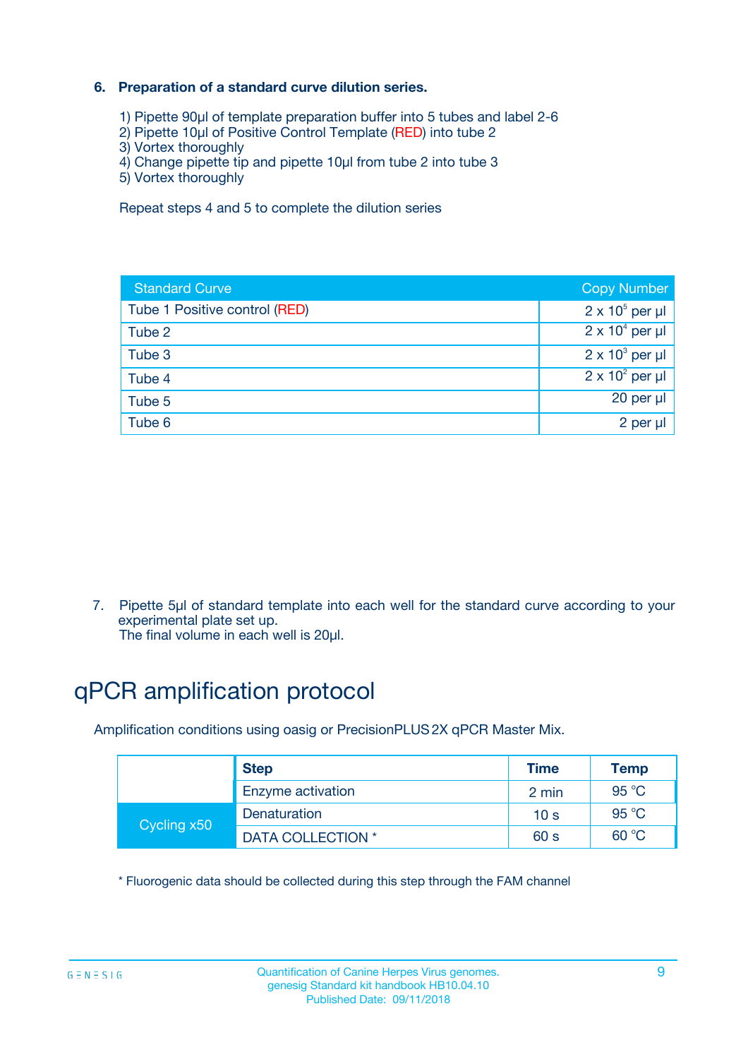### 6. Preparation of a standard curve dilution series.

1) Pipette 90µl of template preparation buffer into 5 tubes and label 2-6
2) Pipette 10µl of Positive Control Template (RED) into tube 2
3) Vortex thoroughly
4) Change pipette tip and pipette 10µl from tube 2 into tube 3
5) Vortex thoroughly

Repeat steps 4 and 5 to complete the dilution series

| Standard Curve | Copy Number |
|---|---|
| Tube 1 Positive control (RED) | $2 \times 10^5$ per µl |
| Tube 2 | $2 \times 10^4$ per µl |
| Tube 3 | $2 \times 10^3$ per µl |
| Tube 4 | $2 \times 10^2$ per µl |
| Tube 5 | 20 per µl |
| Tube 6 | 2 per µl |

7. Pipette 5µl of standard template into each well for the standard curve according to your experimental plate set up.
The final volume in each well is 20µl.

# qPCR amplification protocol

Amplification conditions using oasig or PrecisionPLUS 2X qPCR Master Mix.

| | Step | Time | Temp |
|---|---|---|---|
| | Enzyme activation | 2 min | 95 °C |
| Cycling x50 | Denaturation | 10 s | 95 °C |
| | DATA COLLECTION * | 60 s | 60 °C |

* Fluorogenic data should be collected during this step through the FAM channel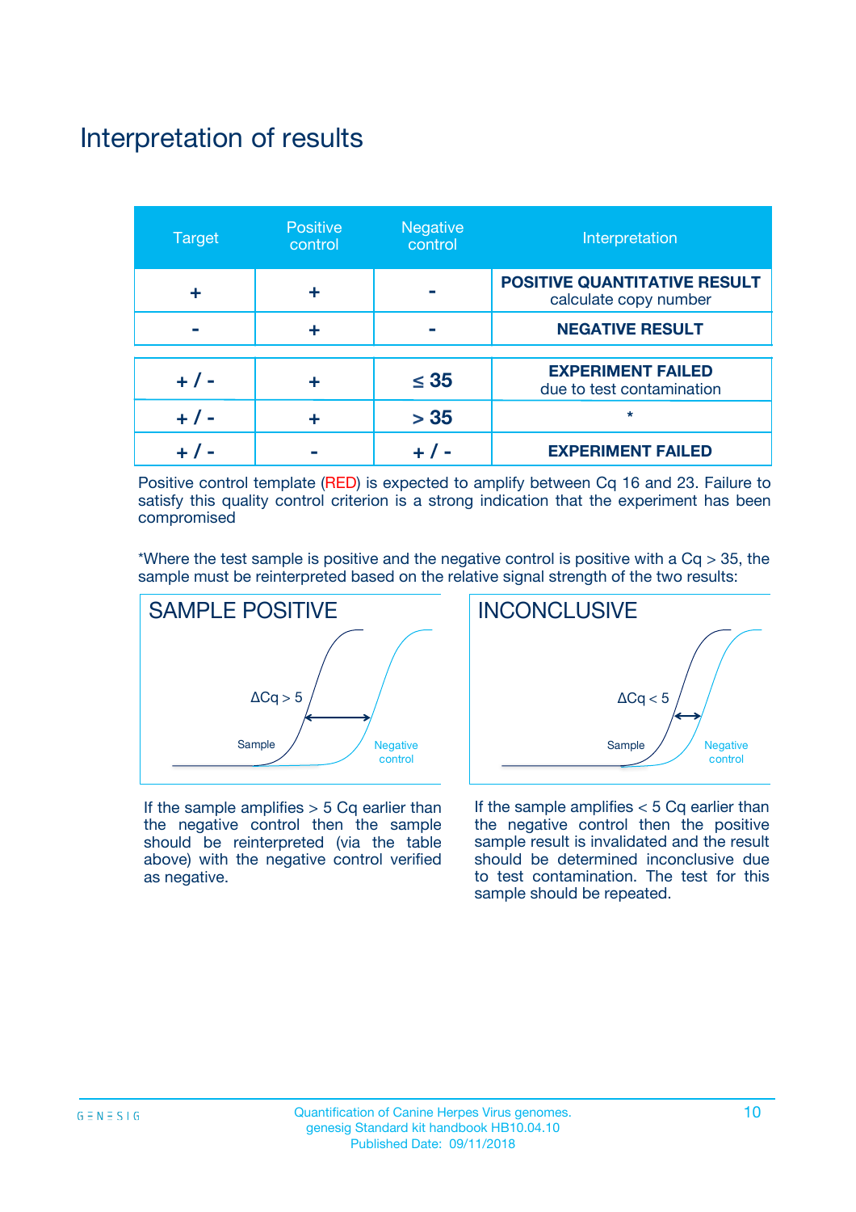# Interpretation of results

| Target | Positive control | Negative control | Interpretation |
|---|---|---|---|
| + | + | - | **POSITIVE QUANTITATIVE RESULT** calculate copy number |
| - | + | - | **NEGATIVE RESULT** |
| + / - | + | ≤ 35 | **EXPERIMENT FAILED** due to test contamination |
| + / - | + | > 35 | * |
| + / - | - | + / - | **EXPERIMENT FAILED** |

Positive control template (RED) is expected to amplify between Cq 16 and 23. Failure to satisfy this quality control criterion is a strong indication that the experiment has been compromised

*Where the test sample is positive and the negative control is positive with a Cq > 35, the sample must be reinterpreted based on the relative signal strength of the two results:

SAMPLE POSITIVE

ΔCq > 5

Sample

Negative control

If the sample amplifies > 5 Cq earlier than the negative control then the sample should be reinterpreted (via the table above) with the negative control verified as negative.

INCONCLUSIVE

ΔCq < 5

Sample

Negative control

If the sample amplifies < 5 Cq earlier than the negative control then the positive sample result is invalidated and the result should be determined inconclusive due to test contamination. The test for this sample should be repeated.